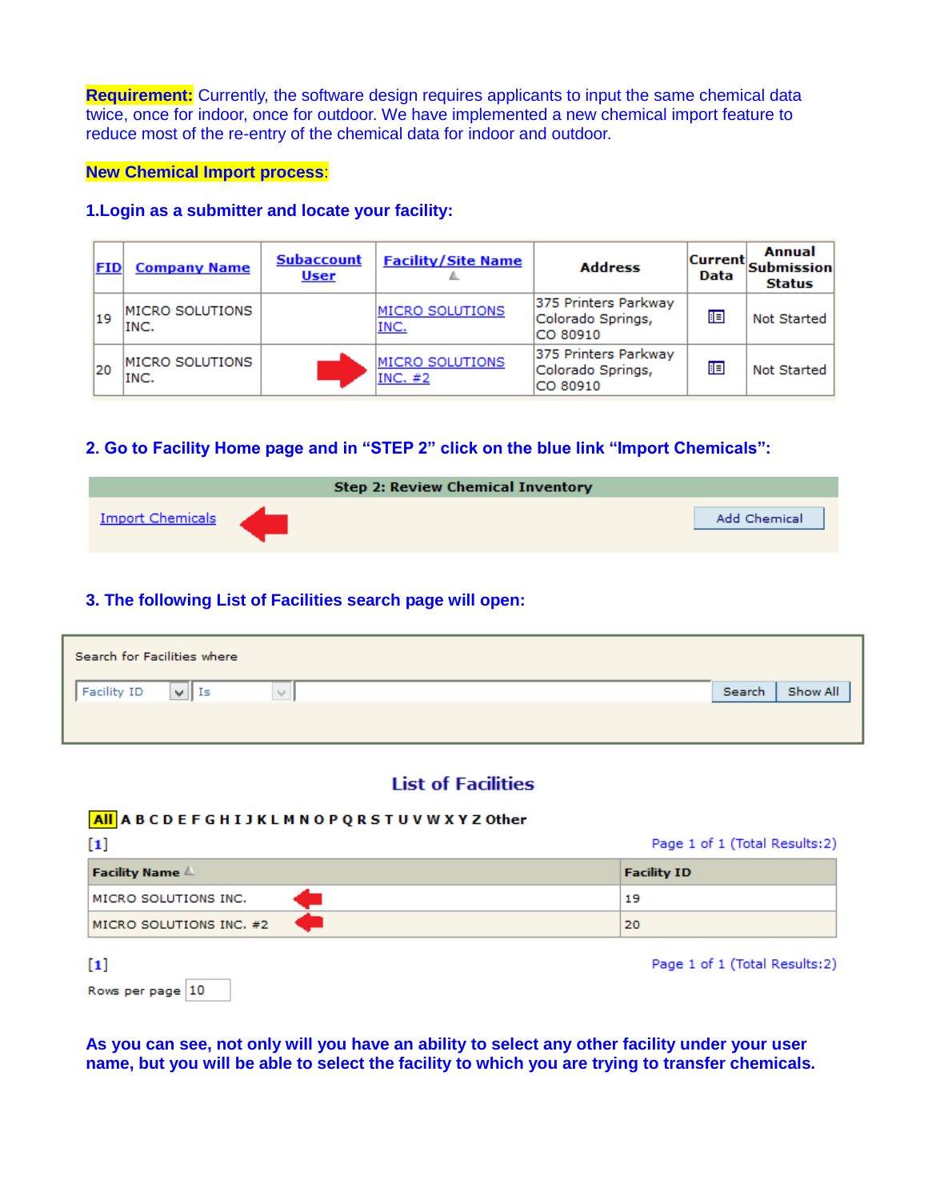**Requirement:** Currently, the software design requires applicants to input the same chemical data twice, once for indoor, once for outdoor. We have implemented a new chemical import feature to reduce most of the re-entry of the chemical data for indoor and outdoor.

**New Chemical Import process**:

**1.Login as a submitter and locate your facility:**

| FID | Company Name | Subaccount User | Facility/Site Name | Address | Current Data | Annual Submission Status |
|---|---|---|---|---|---|---|
| 19 | MICRO SOLUTIONS INC. | | MICRO SOLUTIONS INC. | 375 Printers Parkway Colorado Springs, CO 80910 | | Not Started |
| 20 | MICRO SOLUTIONS INC. | | MICRO SOLUTIONS INC. #2 | 375 Printers Parkway Colorado Springs, CO 80910 | | Not Started |

**2. Go to Facility Home page and in "STEP 2" click on the blue link "Import Chemicals":**

**Step 2: Review Chemical Inventory**

Import Chemicals | Add Chemical

**3. The following List of Facilities search page will open:**

Search for Facilities where

Facility ID | Is | Search | Show All

**List of Facilities**

All A B C D E F G H I J K L M N O P Q R S T U V W X Y Z Other

[1] Page 1 of 1 (Total Results:2)

| Facility Name | Facility ID |
|---|---|
| MICRO SOLUTIONS INC. | 19 |
| MICRO SOLUTIONS INC. #2 | 20 |

[1] Page 1 of 1 (Total Results:2)

Rows per page 10

**As you can see, not only will you have an ability to select any other facility under your user name, but you will be able to select the facility to which you are trying to transfer chemicals.**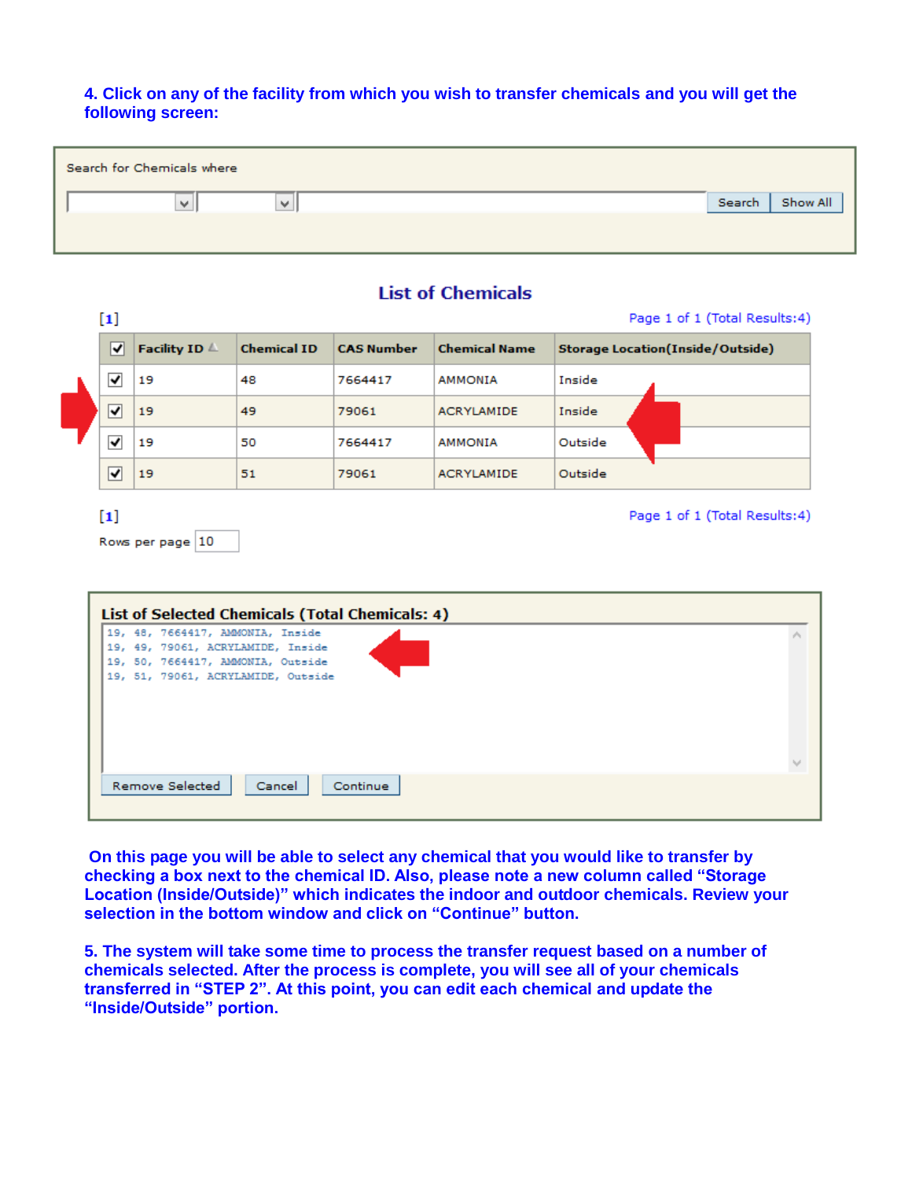**4. Click on any of the facility from which you wish to transfer chemicals and you will get the following screen:**

Search for Chemicals where

Search Show All

## List of Chemicals

[1] Page 1 of 1 (Total Results:4)

| ☑ | Facility ID | Chemical ID | CAS Number | Chemical Name | Storage Location(Inside/Outside) |
|---|---|---|---|---|---|
| ☑ | 19 | 48 | 7664417 | AMMONIA | Inside |
| ☑ | 19 | 49 | 79061 | ACRYLAMIDE | Inside |
| ☑ | 19 | 50 | 7664417 | AMMONIA | Outside |
| ☑ | 19 | 51 | 79061 | ACRYLAMIDE | Outside |

[1] Page 1 of 1 (Total Results:4)

Rows per page 10

**List of Selected Chemicals (Total Chemicals: 4)**

```
19, 48, 7664417, AMMONIA, Inside
19, 49, 79061, ACRYLAMIDE, Inside
19, 50, 7664417, AMMONIA, Outside
19, 51, 79061, ACRYLAMIDE, Outside
```

Remove Selected Cancel Continue

**On this page you will be able to select any chemical that you would like to transfer by checking a box next to the chemical ID. Also, please note a new column called "Storage Location (Inside/Outside)" which indicates the indoor and outdoor chemicals. Review your selection in the bottom window and click on "Continue" button.**

**5. The system will take some time to process the transfer request based on a number of chemicals selected. After the process is complete, you will see all of your chemicals transferred in "STEP 2". At this point, you can edit each chemical and update the "Inside/Outside" portion.**